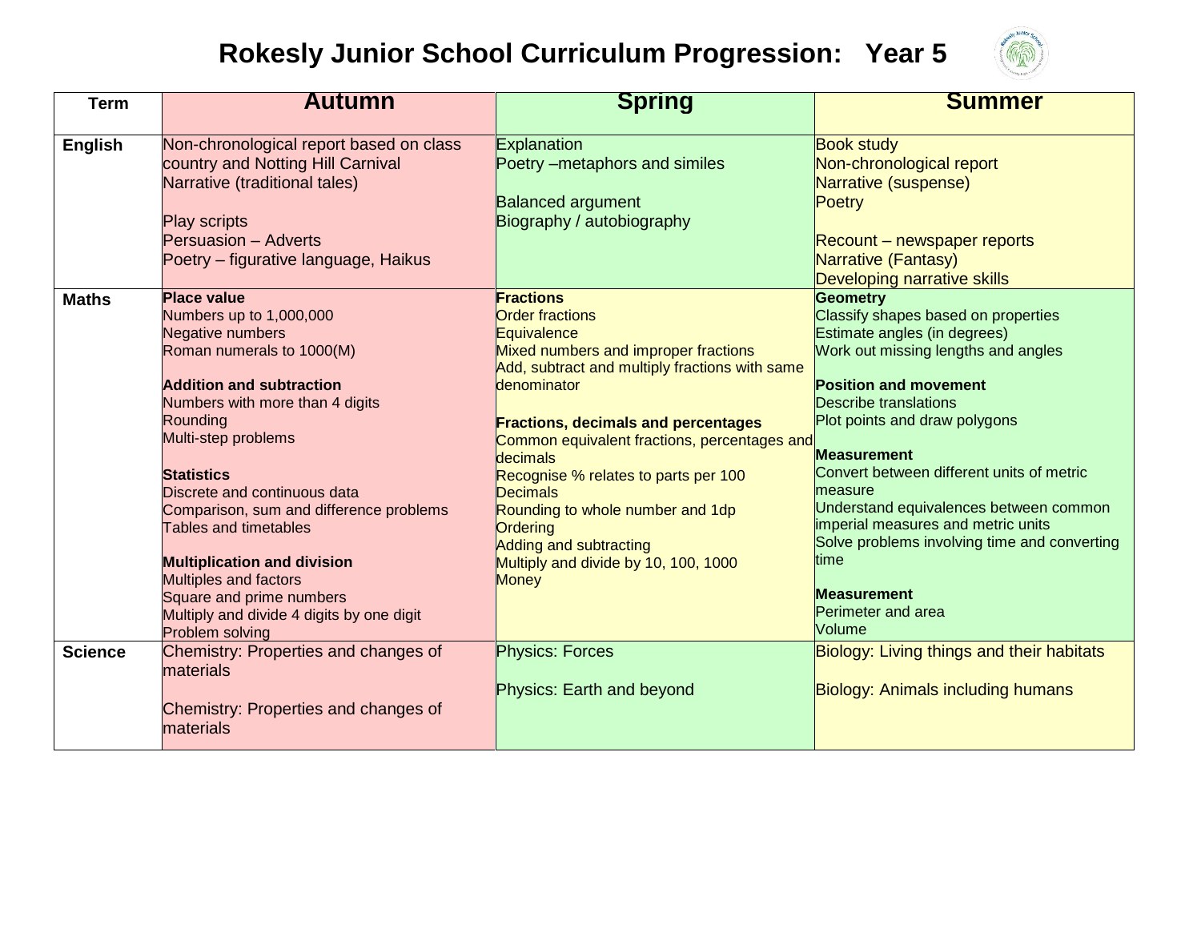# Rokesly Junior School Curriculum Progression: Year 5

| Term | Autumn | Spring | Summer |
| --- | --- | --- | --- |
| **English** | Non-chronological report based on class country and Notting Hill Carnival<br>Narrative (traditional tales)<br><br>Play scripts<br>Persuasion – Adverts<br>Poetry – figurative language, Haikus | Explanation<br>Poetry –metaphors and similes<br><br>Balanced argument<br>Biography / autobiography | Book study<br>Non-chronological report<br>Narrative (suspense)<br>Poetry<br><br>Recount – newspaper reports<br>Narrative (Fantasy)<br>Developing narrative skills |
| **Maths** | **Place value**<br>Numbers up to 1,000,000<br>Negative numbers<br>Roman numerals to 1000(M)<br><br>**Addition and subtraction**<br>Numbers with more than 4 digits<br>Rounding<br>Multi-step problems<br><br>**Statistics**<br>Discrete and continuous data<br>Comparison, sum and difference problems<br>Tables and timetables<br><br>**Multiplication and division**<br>Multiples and factors<br>Square and prime numbers<br>Multiply and divide 4 digits by one digit<br>Problem solving | **Fractions**<br>Order fractions<br>Equivalence<br>Mixed numbers and improper fractions<br>Add, subtract and multiply fractions with same denominator<br><br>**Fractions, decimals and percentages**<br>Common equivalent fractions, percentages and decimals<br>Recognise % relates to parts per 100<br>Decimals<br>Rounding to whole number and 1dp<br>Ordering<br>Adding and subtracting<br>Multiply and divide by 10, 100, 1000<br>Money | **Geometry**<br>Classify shapes based on properties<br>Estimate angles (in degrees)<br>Work out missing lengths and angles<br><br>**Position and movement**<br>Describe translations<br>Plot points and draw polygons<br><br>**Measurement**<br>Convert between different units of metric measure<br>Understand equivalences between common imperial measures and metric units<br>Solve problems involving time and converting time<br><br>**Measurement**<br>Perimeter and area<br>Volume |
| **Science** | Chemistry: Properties and changes of materials<br><br>Chemistry: Properties and changes of materials | Physics: Forces<br><br>Physics: Earth and beyond | Biology: Living things and their habitats<br><br>Biology: Animals including humans |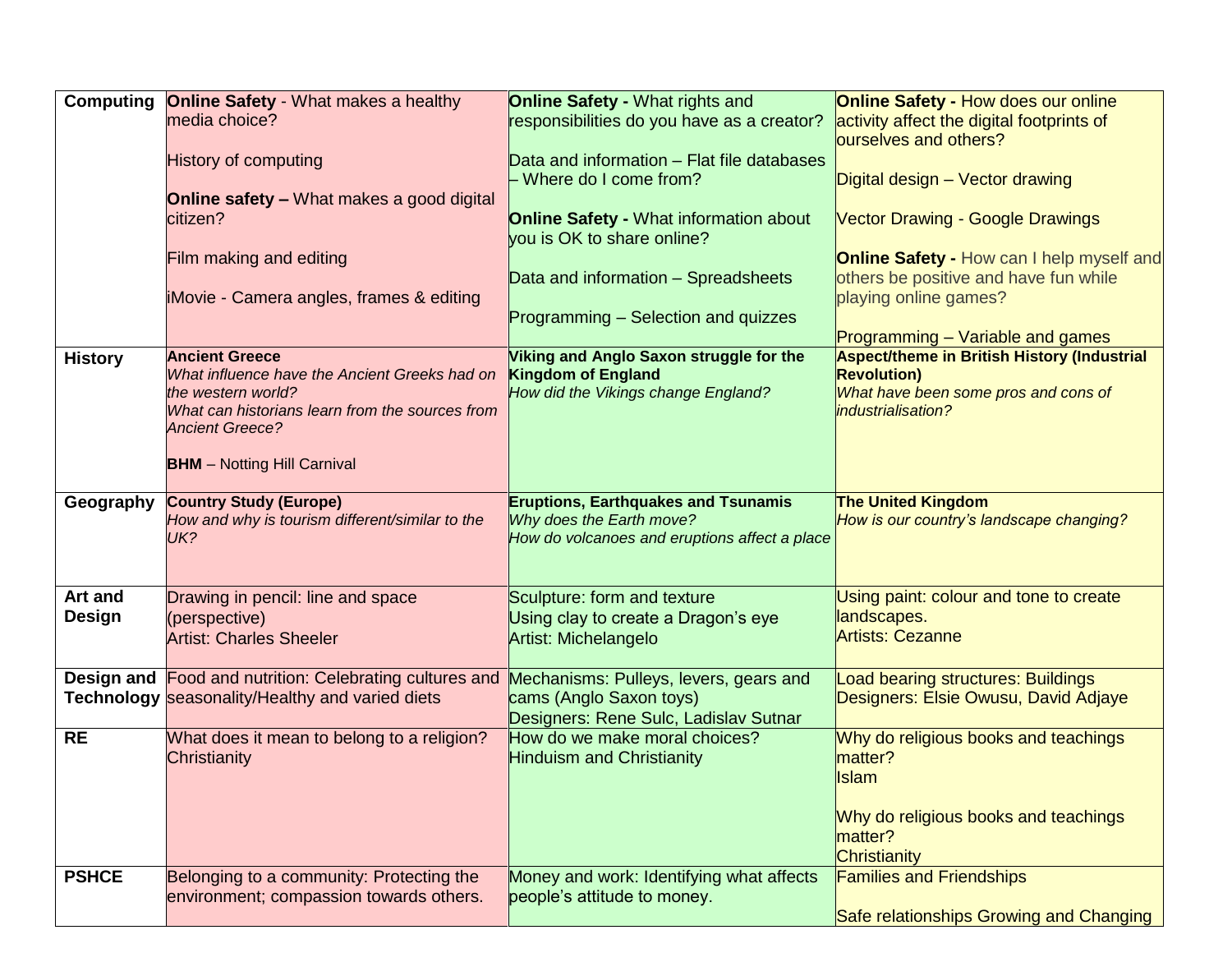| | | | |
|---|---|---|---|
| **Computing** | **Online Safety** - What makes a healthy media choice?<br><br>History of computing<br><br>**Online safety –** What makes a good digital citizen?<br><br>Film making and editing<br><br>iMovie - Camera angles, frames & editing | **Online Safety -** What rights and responsibilities do you have as a creator?<br><br>Data and information – Flat file databases – Where do I come from?<br><br>**Online Safety -** What information about you is OK to share online?<br><br>Data and information – Spreadsheets<br><br>Programming – Selection and quizzes | **Online Safety -** How does our online activity affect the digital footprints of ourselves and others?<br><br>Digital design – Vector drawing<br><br>Vector Drawing - Google Drawings<br><br>**Online Safety -** How can I help myself and others be positive and have fun while playing online games?<br><br>Programming – Variable and games |
| **History** | **Ancient Greece**<br>*What influence have the Ancient Greeks had on the western world?*<br>*What can historians learn from the sources from Ancient Greece?*<br><br>**BHM** – Notting Hill Carnival | **Viking and Anglo Saxon struggle for the Kingdom of England**<br>*How did the Vikings change England?* | **Aspect/theme in British History (Industrial Revolution)**<br>*What have been some pros and cons of industrialisation?* |
| **Geography** | **Country Study (Europe)**<br>*How and why is tourism different/similar to the UK?* | **Eruptions, Earthquakes and Tsunamis**<br>*Why does the Earth move?*<br>*How do volcanoes and eruptions affect a place* | **The United Kingdom**<br>*How is our country's landscape changing?* |
| **Art and Design** | Drawing in pencil: line and space (perspective)<br>Artist: Charles Sheeler | Sculpture: form and texture<br>Using clay to create a Dragon's eye<br>Artist: Michelangelo | Using paint: colour and tone to create landscapes.<br>Artists: Cezanne |
| **Design and Technology** | Food and nutrition: Celebrating cultures and seasonality/Healthy and varied diets | Mechanisms: Pulleys, levers, gears and cams (Anglo Saxon toys)<br>Designers: Rene Sulc, Ladislav Sutnar | Load bearing structures: Buildings<br>Designers: Elsie Owusu, David Adjaye |
| **RE** | What does it mean to belong to a religion?<br>Christianity | How do we make moral choices?<br>Hinduism and Christianity | Why do religious books and teachings matter?<br>Islam<br><br>Why do religious books and teachings matter?<br>Christianity |
| **PSHCE** | Belonging to a community: Protecting the environment; compassion towards others. | Money and work: Identifying what affects people's attitude to money. | Families and Friendships<br><br>Safe relationships Growing and Changing |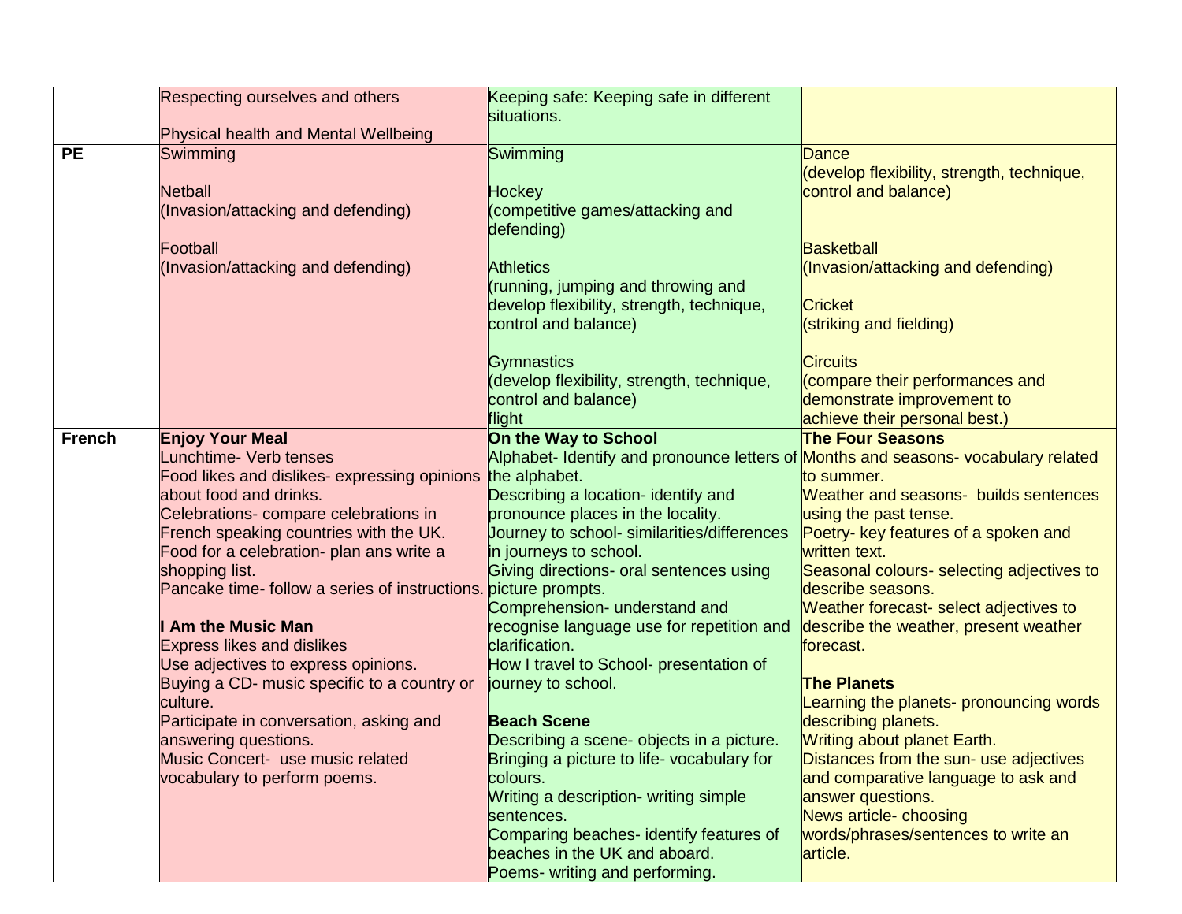| | | | |
|---|---|---|---|
| | Respecting ourselves and others<br><br>Physical health and Mental Wellbeing | Keeping safe: Keeping safe in different situations. | |
| **PE** | Swimming<br><br>Netball<br>(Invasion/attacking and defending)<br><br>Football<br>(Invasion/attacking and defending) | Swimming<br><br>Hockey<br>(competitive games/attacking and defending)<br><br>Athletics<br>(running, jumping and throwing and develop flexibility, strength, technique, control and balance)<br><br>Gymnastics<br>(develop flexibility, strength, technique, control and balance)<br>flight | Dance<br>(develop flexibility, strength, technique, control and balance)<br><br>Basketball<br>(Invasion/attacking and defending)<br><br>Cricket<br>(striking and fielding)<br><br>Circuits<br>(compare their performances and demonstrate improvement to achieve their personal best.) |
| **French** | **Enjoy Your Meal**<br>Lunchtime- Verb tenses<br>Food likes and dislikes- expressing opinions about food and drinks.<br>Celebrations- compare celebrations in French speaking countries with the UK.<br>Food for a celebration- plan ans write a shopping list.<br>Pancake time- follow a series of instructions.<br><br>**I Am the Music Man**<br>Express likes and dislikes<br>Use adjectives to express opinions.<br>Buying a CD- music specific to a country or culture.<br>Participate in conversation, asking and answering questions.<br>Music Concert- use music related vocabulary to perform poems. | **On the Way to School**<br>Alphabet- Identify and pronounce letters of the alphabet.<br>Describing a location- identify and pronounce places in the locality.<br>Journey to school- similarities/differences in journeys to school.<br>Giving directions- oral sentences using picture prompts.<br>Comprehension- understand and recognise language use for repetition and clarification.<br>How I travel to School- presentation of journey to school.<br><br>**Beach Scene**<br>Describing a scene- objects in a picture.<br>Bringing a picture to life- vocabulary for colours.<br>Writing a description- writing simple sentences.<br>Comparing beaches- identify features of beaches in the UK and aboard.<br>Poems- writing and performing. | **The Four Seasons**<br>Months and seasons- vocabulary related to summer.<br>Weather and seasons- builds sentences using the past tense.<br>Poetry- key features of a spoken and written text.<br>Seasonal colours- selecting adjectives to describe seasons.<br>Weather forecast- select adjectives to describe the weather, present weather forecast.<br><br>**The Planets**<br>Learning the planets- pronouncing words describing planets.<br>Writing about planet Earth.<br>Distances from the sun- use adjectives and comparative language to ask and answer questions.<br>News article- choosing words/phrases/sentences to write an article. |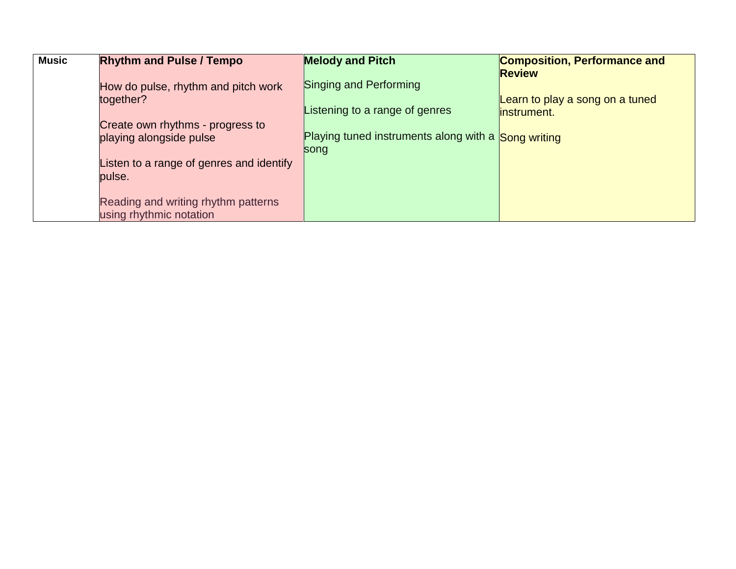| | | | |
|---|---|---|---|
| **Music** | **Rhythm and Pulse / Tempo**<br><br>How do pulse, rhythm and pitch work together?<br><br>Create own rhythms - progress to playing alongside pulse<br><br>Listen to a range of genres and identify pulse.<br><br>Reading and writing rhythm patterns using rhythmic notation | **Melody and Pitch**<br><br>Singing and Performing<br><br>Listening to a range of genres<br><br>Playing tuned instruments along with a song | **Composition, Performance and Review**<br><br>Learn to play a song on a tuned instrument.<br><br>Song writing |